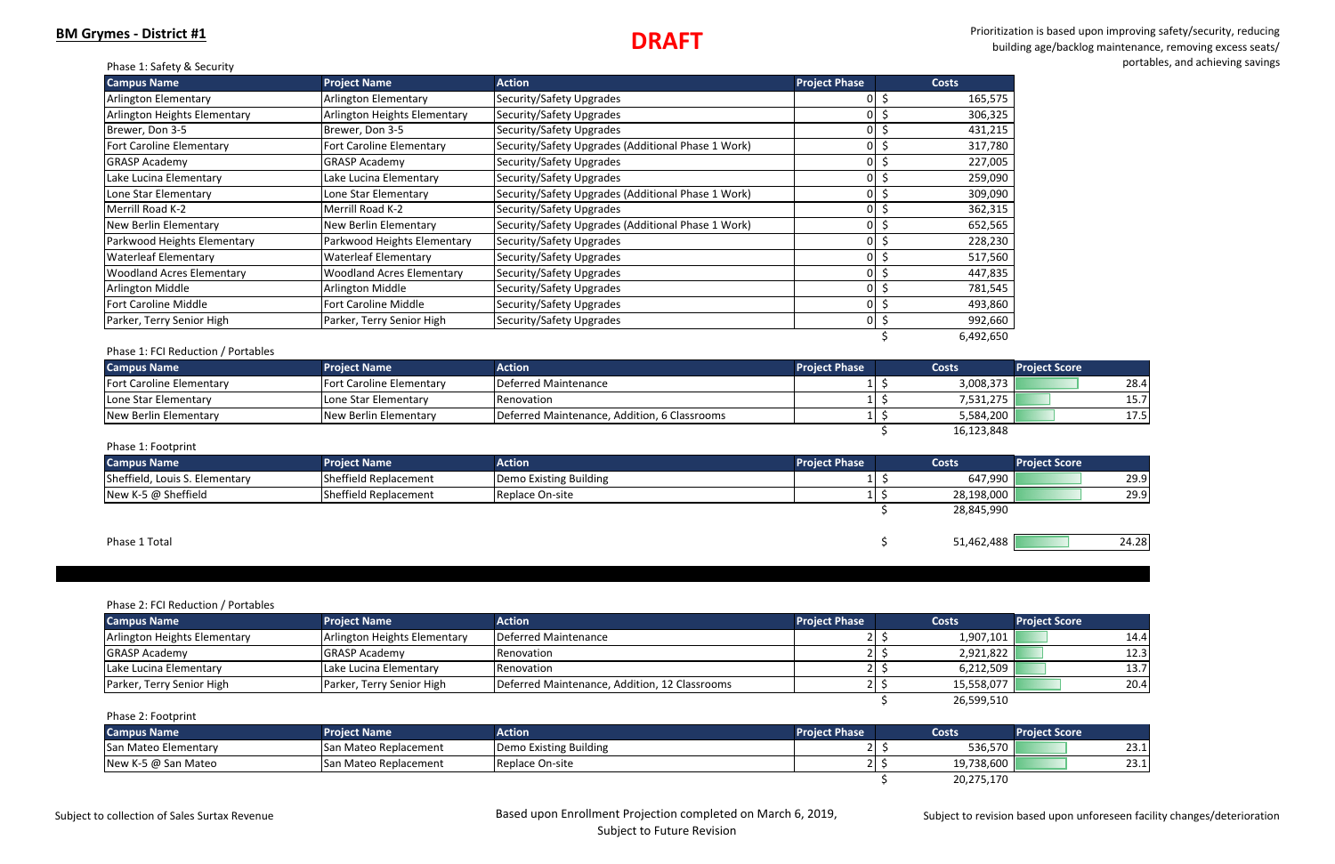**BM Grymes - District #1**

# DRAFT

Prioritization is based upon improving safety/security, reducing building age/backlog maintenance, removing excess seats/ portables, and achieving savings

Phase 1: Safety & Security

| Campus Name | Project Name | Action | Project Phase | Costs |
|---|---|---|---|---|
| Arlington Elementary | Arlington Elementary | Security/Safety Upgrades | 0 | $ 165,575 |
| Arlington Heights Elementary | Arlington Heights Elementary | Security/Safety Upgrades | 0 | $ 306,325 |
| Brewer, Don 3-5 | Brewer, Don 3-5 | Security/Safety Upgrades | 0 | $ 431,215 |
| Fort Caroline Elementary | Fort Caroline Elementary | Security/Safety Upgrades (Additional Phase 1 Work) | 0 | $ 317,780 |
| GRASP Academy | GRASP Academy | Security/Safety Upgrades | 0 | $ 227,005 |
| Lake Lucina Elementary | Lake Lucina Elementary | Security/Safety Upgrades | 0 | $ 259,090 |
| Lone Star Elementary | Lone Star Elementary | Security/Safety Upgrades (Additional Phase 1 Work) | 0 | $ 309,090 |
| Merrill Road K-2 | Merrill Road K-2 | Security/Safety Upgrades | 0 | $ 362,315 |
| New Berlin Elementary | New Berlin Elementary | Security/Safety Upgrades (Additional Phase 1 Work) | 0 | $ 652,565 |
| Parkwood Heights Elementary | Parkwood Heights Elementary | Security/Safety Upgrades | 0 | $ 228,230 |
| Waterleaf Elementary | Waterleaf Elementary | Security/Safety Upgrades | 0 | $ 517,560 |
| Woodland Acres Elementary | Woodland Acres Elementary | Security/Safety Upgrades | 0 | $ 447,835 |
| Arlington Middle | Arlington Middle | Security/Safety Upgrades | 0 | $ 781,545 |
| Fort Caroline Middle | Fort Caroline Middle | Security/Safety Upgrades | 0 | $ 493,860 |
| Parker, Terry Senior High | Parker, Terry Senior High | Security/Safety Upgrades | 0 | $ 992,660 |
| | | | | $ 6,492,650 |

Phase 1: FCI Reduction / Portables

| Campus Name | Project Name | Action | Project Phase | Costs | Project Score |
|---|---|---|---|---|---|
| Fort Caroline Elementary | Fort Caroline Elementary | Deferred Maintenance | 1 | $ 3,008,373 | 28.4 |
| Lone Star Elementary | Lone Star Elementary | Renovation | 1 | $ 7,531,275 | 15.7 |
| New Berlin Elementary | New Berlin Elementary | Deferred Maintenance, Addition, 6 Classrooms | 1 | $ 5,584,200 | 17.5 |
| | | | | $ 16,123,848 | |

Phase 1: Footprint

| Campus Name | Project Name | Action | Project Phase | Costs | Project Score |
|---|---|---|---|---|---|
| Sheffield, Louis S. Elementary | Sheffield Replacement | Demo Existing Building | 1 | $ 647,990 | 29.9 |
| New K-5 @ Sheffield | Sheffield Replacement | Replace On-site | 1 | $ 28,198,000 | 29.9 |
| | | | | $ 28,845,990 | |

| | | | | Costs | Project Score |
|---|---|---|---|---|---|
| Phase 1 Total | | | | $ 51,462,488 | 24.28 |

Phase 2: FCI Reduction / Portables

| Campus Name | Project Name | Action | Project Phase | Costs | Project Score |
|---|---|---|---|---|---|
| Arlington Heights Elementary | Arlington Heights Elementary | Deferred Maintenance | 2 | $ 1,907,101 | 14.4 |
| GRASP Academy | GRASP Academy | Renovation | 2 | $ 2,921,822 | 12.3 |
| Lake Lucina Elementary | Lake Lucina Elementary | Renovation | 2 | $ 6,212,509 | 13.7 |
| Parker, Terry Senior High | Parker, Terry Senior High | Deferred Maintenance, Addition, 12 Classrooms | 2 | $ 15,558,077 | 20.4 |
| | | | | $ 26,599,510 | |

Phase 2: Footprint

| Campus Name | Project Name | Action | Project Phase | Costs | Project Score |
|---|---|---|---|---|---|
| San Mateo Elementary | San Mateo Replacement | Demo Existing Building | 2 | $ 536,570 | 23.1 |
| New K-5 @ San Mateo | San Mateo Replacement | Replace On-site | 2 | $ 19,738,600 | 23.1 |
| | | | | $ 20,275,170 | |

Subject to collection of Sales Surtax Revenue

Based upon Enrollment Projection completed on March 6, 2019, Subject to Future Revision

Subject to revision based upon unforeseen facility changes/deterioration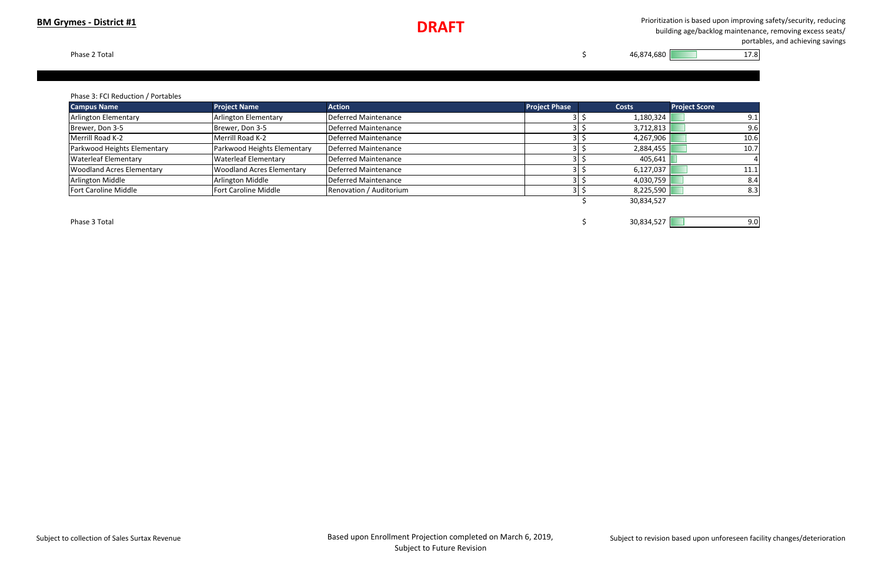**BM Grymes - District #1**

**DRAFT**

Prioritization is based upon improving safety/security, reducing building age/backlog maintenance, removing excess seats/ portables, and achieving savings

Phase 2 Total $ 46,874,680 17.8

Phase 3: FCI Reduction / Portables

| Campus Name | Project Name | Action | Project Phase | Costs | Project Score |
|---|---|---|---|---|---|
| Arlington Elementary | Arlington Elementary | Deferred Maintenance | 3 | $ 1,180,324 | 9.1 |
| Brewer, Don 3-5 | Brewer, Don 3-5 | Deferred Maintenance | 3 | $ 3,712,813 | 9.6 |
| Merrill Road K-2 | Merrill Road K-2 | Deferred Maintenance | 3 | $ 4,267,906 | 10.6 |
| Parkwood Heights Elementary | Parkwood Heights Elementary | Deferred Maintenance | 3 | $ 2,884,455 | 10.7 |
| Waterleaf Elementary | Waterleaf Elementary | Deferred Maintenance | 3 | $ 405,641 | 4 |
| Woodland Acres Elementary | Woodland Acres Elementary | Deferred Maintenance | 3 | $ 6,127,037 | 11.1 |
| Arlington Middle | Arlington Middle | Deferred Maintenance | 3 | $ 4,030,759 | 8.4 |
| Fort Caroline Middle | Fort Caroline Middle | Renovation / Auditorium | 3 | $ 8,225,590 | 8.3 |
| | | | | $ 30,834,527 | |

Phase 3 Total $ 30,834,527 9.0

Subject to collection of Sales Surtax Revenue

Based upon Enrollment Projection completed on March 6, 2019, Subject to Future Revision

Subject to revision based upon unforeseen facility changes/deterioration